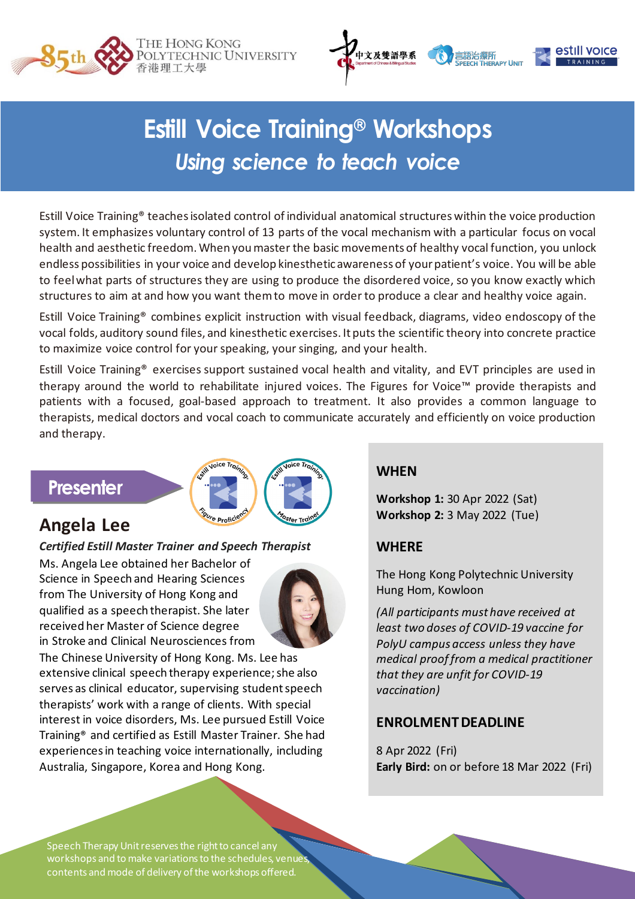THE HONG KONG POLYTECHNIC UNIVERSITY
香港理工大學

# Estill Voice Training® Workshops

## *Using science to teach voice*

Estill Voice Training® teaches isolated control of individual anatomical structures within the voice production system. It emphasizes voluntary control of 13 parts of the vocal mechanism with a particular focus on vocal health and aesthetic freedom. When you master the basic movements of healthy vocal function, you unlock endless possibilities in your voice and develop kinesthetic awareness of your patient's voice. You will be able to feel what parts of structures they are using to produce the disordered voice, so you know exactly which structures to aim at and how you want them to move in order to produce a clear and healthy voice again.

Estill Voice Training® combines explicit instruction with visual feedback, diagrams, video endoscopy of the vocal folds, auditory sound files, and kinesthetic exercises. It puts the scientific theory into concrete practice to maximize voice control for your speaking, your singing, and your health.

Estill Voice Training® exercises support sustained vocal health and vitality, and EVT principles are used in therapy around the world to rehabilitate injured voices. The Figures for Voice™ provide therapists and patients with a focused, goal-based approach to treatment. It also provides a common language to therapists, medical doctors and vocal coach to communicate accurately and efficiently on voice production and therapy.

## Presenter

### Angela Lee

***Certified Estill Master Trainer and Speech Therapist***

Ms. Angela Lee obtained her Bachelor of Science in Speech and Hearing Sciences from The University of Hong Kong and qualified as a speech therapist. She later received her Master of Science degree in Stroke and Clinical Neurosciences from The Chinese University of Hong Kong. Ms. Lee has extensive clinical speech therapy experience; she also serves as clinical educator, supervising student speech therapists' work with a range of clients. With special interest in voice disorders, Ms. Lee pursued Estill Voice Training® and certified as Estill Master Trainer. She had experiences in teaching voice internationally, including Australia, Singapore, Korea and Hong Kong.

## WHEN

**Workshop 1:** 30 Apr 2022 (Sat)
**Workshop 2:** 3 May 2022 (Tue)

## WHERE

The Hong Kong Polytechnic University
Hung Hom, Kowloon

*(All participants must have received at least two doses of COVID-19 vaccine for PolyU campus access unless they have medical proof from a medical practitioner that they are unfit for COVID-19 vaccination)*

## ENROLMENT DEADLINE

8 Apr 2022 (Fri)
**Early Bird:** on or before 18 Mar 2022 (Fri)

Speech Therapy Unit reserves the right to cancel any workshops and to make variations to the schedules, venues, contents and mode of delivery of the workshops offered.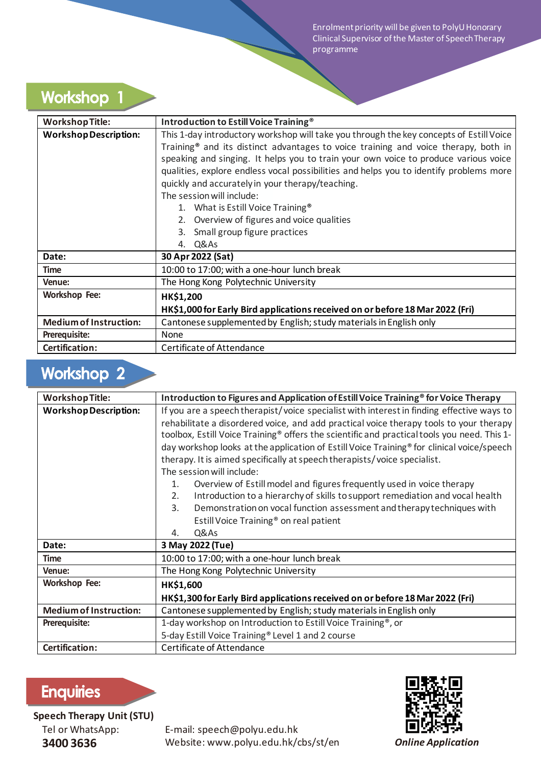Enrolment priority will be given to PolyU Honorary Clinical Supervisor of the Master of Speech Therapy programme

## Workshop 1

| | |
|---|---|
| **Workshop Title:** | **Introduction to Estill Voice Training®** |
| **Workshop Description:** | This 1-day introductory workshop will take you through the key concepts of Estill Voice Training® and its distinct advantages to voice training and voice therapy, both in speaking and singing. It helps you to train your own voice to produce various voice qualities, explore endless vocal possibilities and helps you to identify problems more quickly and accurately in your therapy/teaching.<br>The session will include:<br>1. What is Estill Voice Training®<br>2. Overview of figures and voice qualities<br>3. Small group figure practices<br>4. Q&As |
| **Date:** | **30 Apr 2022 (Sat)** |
| **Time** | 10:00 to 17:00; with a one-hour lunch break |
| **Venue:** | The Hong Kong Polytechnic University |
| **Workshop Fee:** | **HK$1,200**<br>**HK$1,000 for Early Bird applications received on or before 18 Mar 2022 (Fri)** |
| **Medium of Instruction:** | Cantonese supplemented by English; study materials in English only |
| **Prerequisite:** | None |
| **Certification:** | Certificate of Attendance |

## Workshop 2

| | |
|---|---|
| **Workshop Title:** | **Introduction to Figures and Application of Estill Voice Training® for Voice Therapy** |
| **Workshop Description:** | If you are a speech therapist/ voice specialist with interest in finding effective ways to rehabilitate a disordered voice, and add practical voice therapy tools to your therapy toolbox, Estill Voice Training® offers the scientific and practical tools you need. This 1-day workshop looks at the application of Estill Voice Training® for clinical voice/speech therapy. It is aimed specifically at speech therapists/ voice specialist.<br>The session will include:<br>1. Overview of Estill model and figures frequently used in voice therapy<br>2. Introduction to a hierarchy of skills to support remediation and vocal health<br>3. Demonstration on vocal function assessment and therapy techniques with Estill Voice Training® on real patient<br>4. Q&As |
| **Date:** | **3 May 2022 (Tue)** |
| **Time** | 10:00 to 17:00; with a one-hour lunch break |
| **Venue:** | The Hong Kong Polytechnic University |
| **Workshop Fee:** | **HK$1,600**<br>**HK$1,300 for Early Bird applications received on or before 18 Mar 2022 (Fri)** |
| **Medium of Instruction:** | Cantonese supplemented by English; study materials in English only |
| **Prerequisite:** | 1-day workshop on Introduction to Estill Voice Training®, or<br>5-day Estill Voice Training® Level 1 and 2 course |
| **Certification:** | Certificate of Attendance |

## Enquiries

**Speech Therapy Unit (STU)**

Tel or WhatsApp:
**3400 3636**

E-mail: speech@polyu.edu.hk
Website: www.polyu.edu.hk/cbs/st/en

***Online Application***